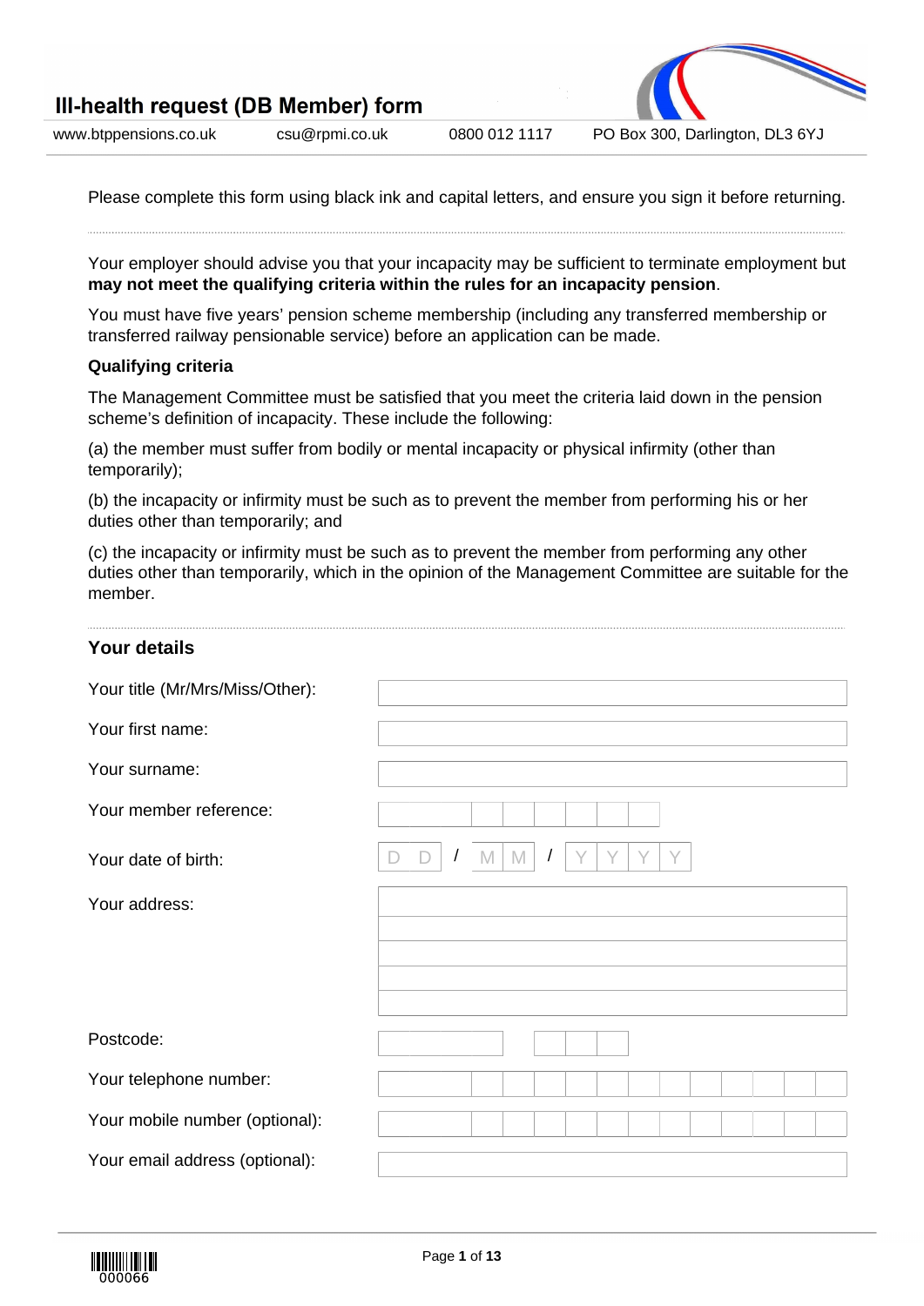# Ill-health request (DB Member) form

www.btppensions.co.uk | csu@rpmi.co.uk | 0800 012 1117 | PO Box 300, Darlington, DL3 6YJ

Please complete this form using black ink and capital letters, and ensure you sign it before returning.

Your employer should advise you that your incapacity may be sufficient to terminate employment but **may not meet the qualifying criteria within the rules for an incapacity pension**.

You must have five years' pension scheme membership (including any transferred membership or transferred railway pensionable service) before an application can be made.

**Qualifying criteria**

The Management Committee must be satisfied that you meet the criteria laid down in the pension scheme's definition of incapacity. These include the following:

(a) the member must suffer from bodily or mental incapacity or physical infirmity (other than temporarily);

(b) the incapacity or infirmity must be such as to prevent the member from performing his or her duties other than temporarily; and

(c) the incapacity or infirmity must be such as to prevent the member from performing any other duties other than temporarily, which in the opinion of the Management Committee are suitable for the member.

## Your details

Your title (Mr/Mrs/Miss/Other):

Your first name:

Your surname:

Your member reference:

Your date of birth: D D / M M / Y Y Y Y

Your address:

Postcode:

Your telephone number:

Your mobile number (optional):

Your email address (optional):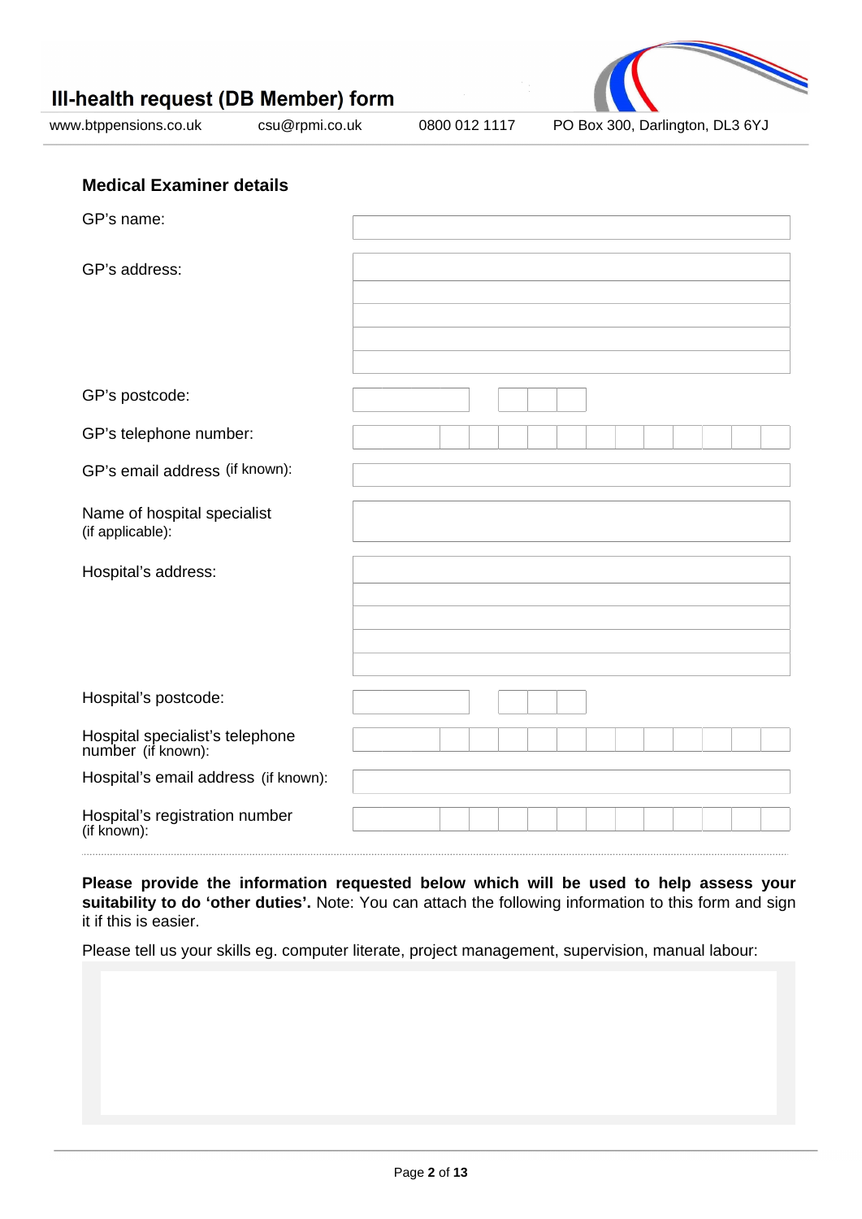## Medical Examiner details

GP's name:

GP's address:

GP's postcode:

GP's telephone number:

GP's email address (if known):

Name of hospital specialist (if applicable):

Hospital's address:

Hospital's postcode:

Hospital specialist's telephone number (if known):

Hospital's email address (if known):

Hospital's registration number (if known):

**Please provide the information requested below which will be used to help assess your suitability to do 'other duties'.** Note: You can attach the following information to this form and sign it if this is easier.

Please tell us your skills eg. computer literate, project management, supervision, manual labour: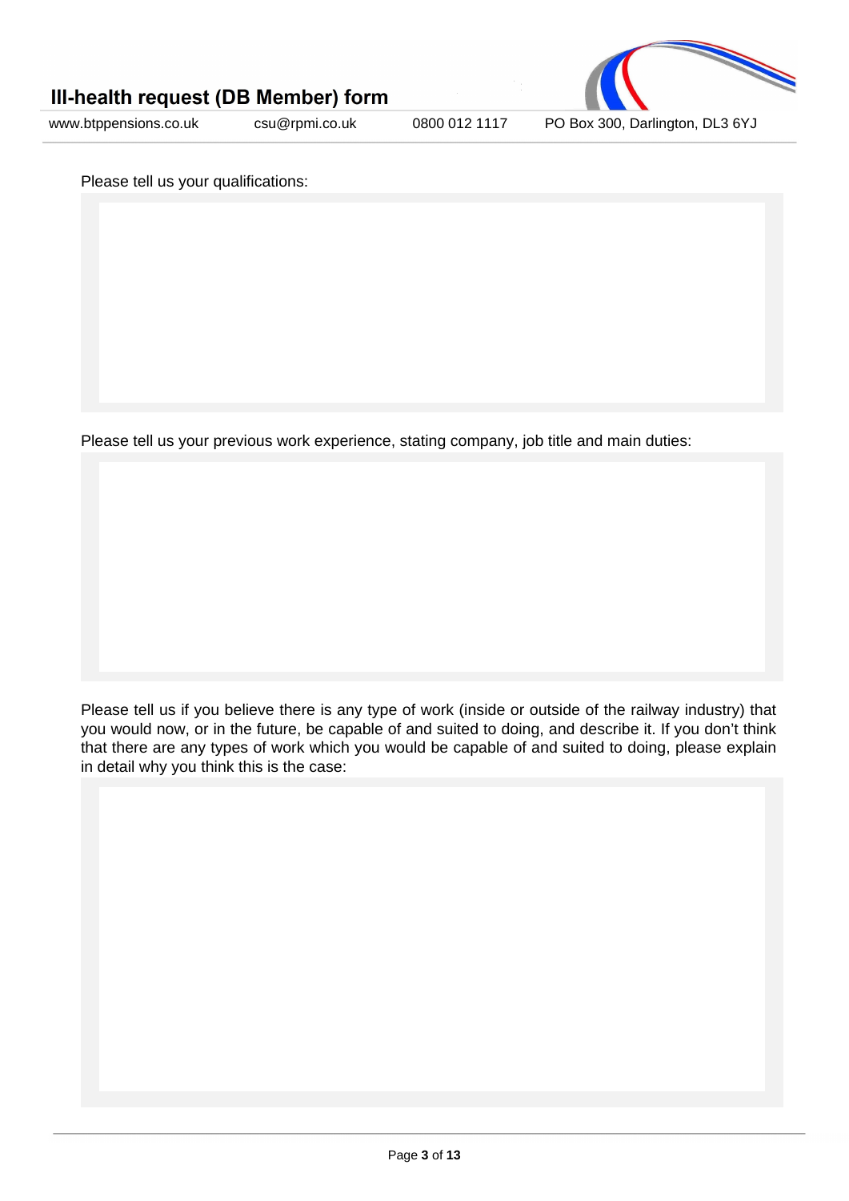Please tell us your qualifications:

Please tell us your previous work experience, stating company, job title and main duties:

Please tell us if you believe there is any type of work (inside or outside of the railway industry) that you would now, or in the future, be capable of and suited to doing, and describe it. If you don't think that there are any types of work which you would be capable of and suited to doing, please explain in detail why you think this is the case: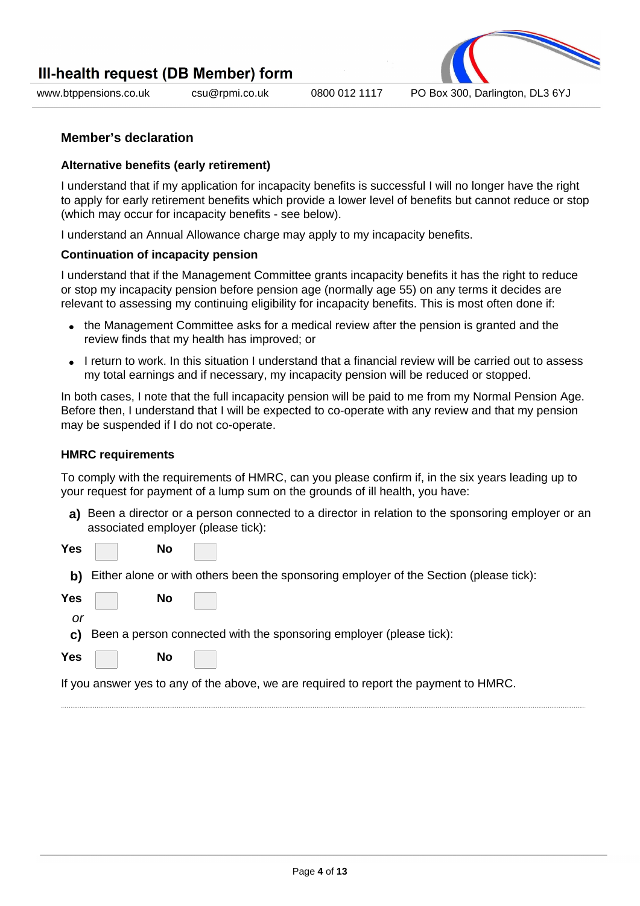## Member's declaration

### Alternative benefits (early retirement)

I understand that if my application for incapacity benefits is successful I will no longer have the right to apply for early retirement benefits which provide a lower level of benefits but cannot reduce or stop (which may occur for incapacity benefits - see below).

I understand an Annual Allowance charge may apply to my incapacity benefits.

### Continuation of incapacity pension

I understand that if the Management Committee grants incapacity benefits it has the right to reduce or stop my incapacity pension before pension age (normally age 55) on any terms it decides are relevant to assessing my continuing eligibility for incapacity benefits. This is most often done if:

- the Management Committee asks for a medical review after the pension is granted and the review finds that my health has improved; or
- I return to work. In this situation I understand that a financial review will be carried out to assess my total earnings and if necessary, my incapacity pension will be reduced or stopped.

In both cases, I note that the full incapacity pension will be paid to me from my Normal Pension Age. Before then, I understand that I will be expected to co-operate with any review and that my pension may be suspended if I do not co-operate.

### HMRC requirements

To comply with the requirements of HMRC, can you please confirm if, in the six years leading up to your request for payment of a lump sum on the grounds of ill health, you have:

**a)** Been a director or a person connected to a director in relation to the sponsoring employer or an associated employer (please tick):

**Yes** ☐ **No** ☐

**b)** Either alone or with others been the sponsoring employer of the Section (please tick):

**Yes** ☐ **No** ☐

*or*

**c)** Been a person connected with the sponsoring employer (please tick):

**Yes** ☐ **No** ☐

If you answer yes to any of the above, we are required to report the payment to HMRC.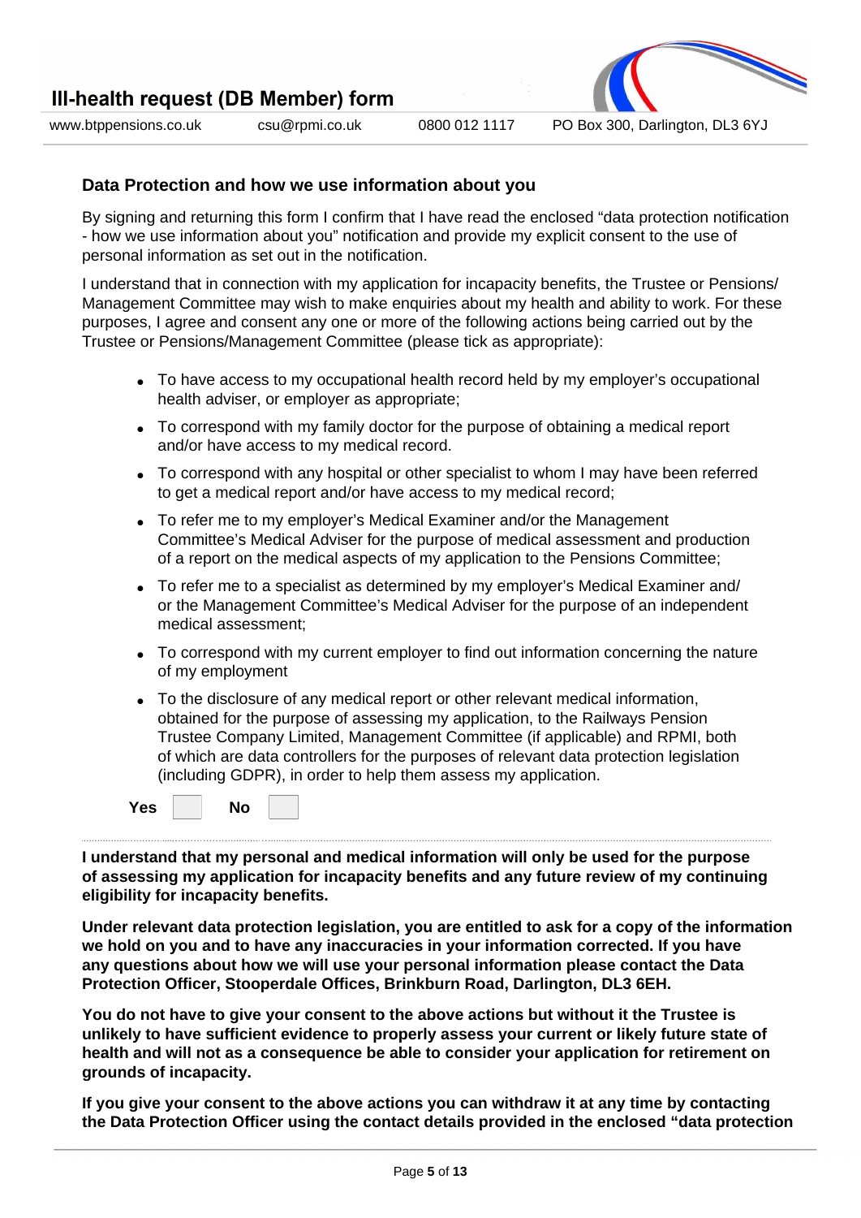## Data Protection and how we use information about you

By signing and returning this form I confirm that I have read the enclosed "data protection notification - how we use information about you" notification and provide my explicit consent to the use of personal information as set out in the notification.

I understand that in connection with my application for incapacity benefits, the Trustee or Pensions/ Management Committee may wish to make enquiries about my health and ability to work. For these purposes, I agree and consent any one or more of the following actions being carried out by the Trustee or Pensions/Management Committee (please tick as appropriate):

- To have access to my occupational health record held by my employer's occupational health adviser, or employer as appropriate;
- To correspond with my family doctor for the purpose of obtaining a medical report and/or have access to my medical record.
- To correspond with any hospital or other specialist to whom I may have been referred to get a medical report and/or have access to my medical record;
- To refer me to my employer's Medical Examiner and/or the Management Committee's Medical Adviser for the purpose of medical assessment and production of a report on the medical aspects of my application to the Pensions Committee;
- To refer me to a specialist as determined by my employer's Medical Examiner and/ or the Management Committee's Medical Adviser for the purpose of an independent medical assessment;
- To correspond with my current employer to find out information concerning the nature of my employment
- To the disclosure of any medical report or other relevant medical information, obtained for the purpose of assessing my application, to the Railways Pension Trustee Company Limited, Management Committee (if applicable) and RPMI, both of which are data controllers for the purposes of relevant data protection legislation (including GDPR), in order to help them assess my application.

**Yes** ☐ **No** ☐

**I understand that my personal and medical information will only be used for the purpose of assessing my application for incapacity benefits and any future review of my continuing eligibility for incapacity benefits.**

**Under relevant data protection legislation, you are entitled to ask for a copy of the information we hold on you and to have any inaccuracies in your information corrected. If you have any questions about how we will use your personal information please contact the Data Protection Officer, Stooperdale Offices, Brinkburn Road, Darlington, DL3 6EH.**

**You do not have to give your consent to the above actions but without it the Trustee is unlikely to have sufficient evidence to properly assess your current or likely future state of health and will not as a consequence be able to consider your application for retirement on grounds of incapacity.**

**If you give your consent to the above actions you can withdraw it at any time by contacting the Data Protection Officer using the contact details provided in the enclosed "data protection**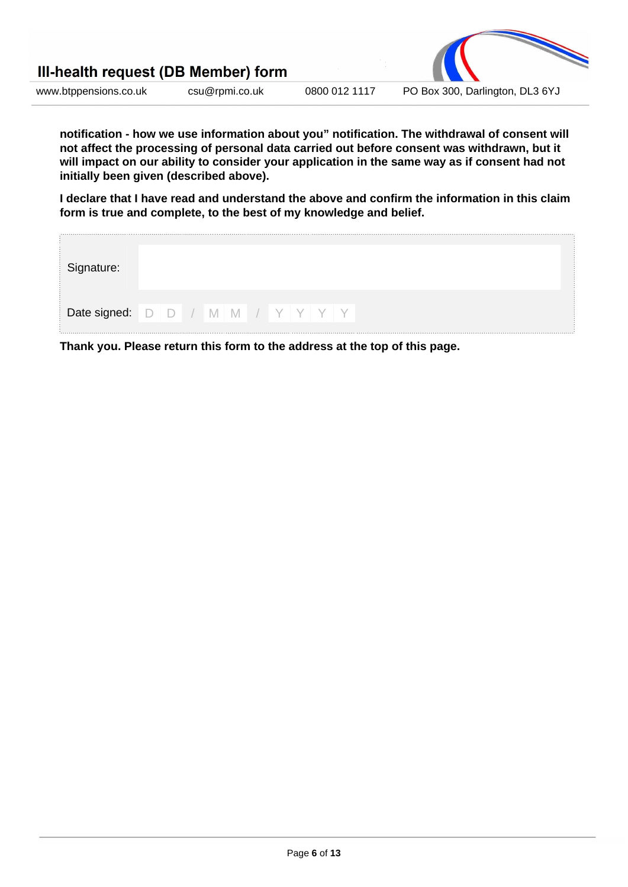**notification - how we use information about you" notification. The withdrawal of consent will not affect the processing of personal data carried out before consent was withdrawn, but it will impact on our ability to consider your application in the same way as if consent had not initially been given (described above).**

**I declare that I have read and understand the above and confirm the information in this claim form is true and complete, to the best of my knowledge and belief.**

| | |
|---|---|
| Signature: | |
| Date signed: | D D / M M / Y Y Y Y |

**Thank you. Please return this form to the address at the top of this page.**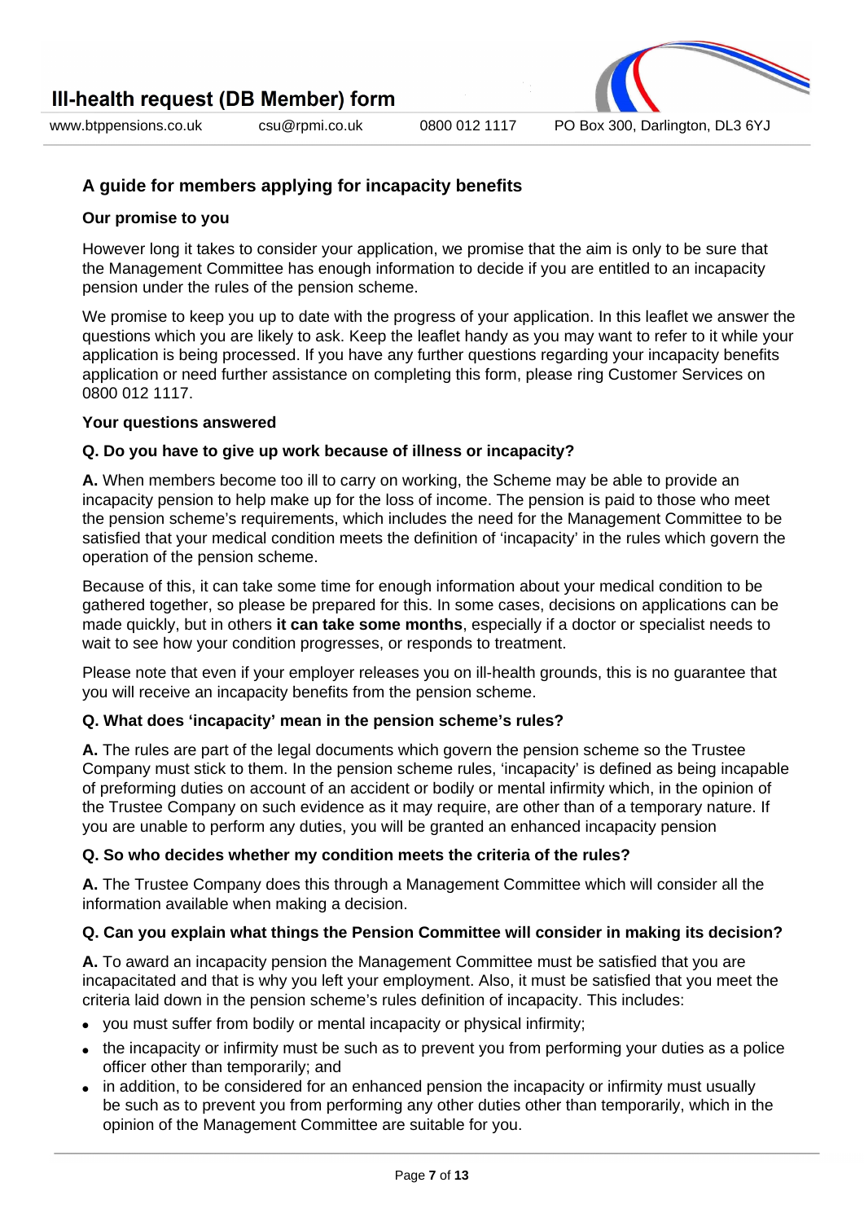## A guide for members applying for incapacity benefits

### Our promise to you

However long it takes to consider your application, we promise that the aim is only to be sure that the Management Committee has enough information to decide if you are entitled to an incapacity pension under the rules of the pension scheme.

We promise to keep you up to date with the progress of your application. In this leaflet we answer the questions which you are likely to ask. Keep the leaflet handy as you may want to refer to it while your application is being processed. If you have any further questions regarding your incapacity benefits application or need further assistance on completing this form, please ring Customer Services on 0800 012 1117.

### Your questions answered

**Q. Do you have to give up work because of illness or incapacity?**

**A.** When members become too ill to carry on working, the Scheme may be able to provide an incapacity pension to help make up for the loss of income. The pension is paid to those who meet the pension scheme's requirements, which includes the need for the Management Committee to be satisfied that your medical condition meets the definition of 'incapacity' in the rules which govern the operation of the pension scheme.

Because of this, it can take some time for enough information about your medical condition to be gathered together, so please be prepared for this. In some cases, decisions on applications can be made quickly, but in others **it can take some months**, especially if a doctor or specialist needs to wait to see how your condition progresses, or responds to treatment.

Please note that even if your employer releases you on ill-health grounds, this is no guarantee that you will receive an incapacity benefits from the pension scheme.

**Q. What does 'incapacity' mean in the pension scheme's rules?**

**A.** The rules are part of the legal documents which govern the pension scheme so the Trustee Company must stick to them. In the pension scheme rules, 'incapacity' is defined as being incapable of preforming duties on account of an accident or bodily or mental infirmity which, in the opinion of the Trustee Company on such evidence as it may require, are other than of a temporary nature. If you are unable to perform any duties, you will be granted an enhanced incapacity pension

**Q. So who decides whether my condition meets the criteria of the rules?**

**A.** The Trustee Company does this through a Management Committee which will consider all the information available when making a decision.

**Q. Can you explain what things the Pension Committee will consider in making its decision?**

**A.** To award an incapacity pension the Management Committee must be satisfied that you are incapacitated and that is why you left your employment. Also, it must be satisfied that you meet the criteria laid down in the pension scheme's rules definition of incapacity. This includes:

- you must suffer from bodily or mental incapacity or physical infirmity;
- the incapacity or infirmity must be such as to prevent you from performing your duties as a police officer other than temporarily; and
- in addition, to be considered for an enhanced pension the incapacity or infirmity must usually be such as to prevent you from performing any other duties other than temporarily, which in the opinion of the Management Committee are suitable for you.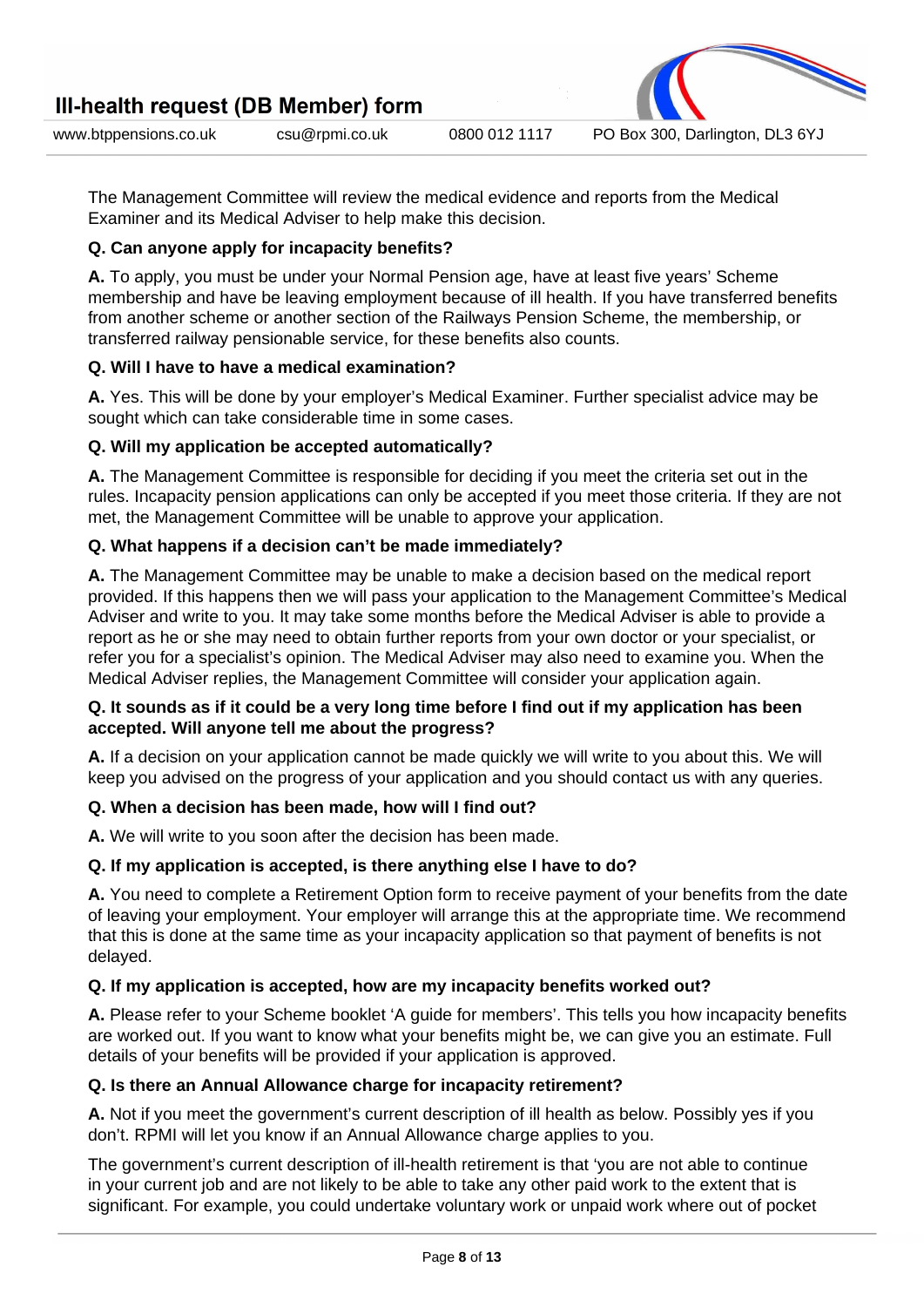The Management Committee will review the medical evidence and reports from the Medical Examiner and its Medical Adviser to help make this decision.

**Q. Can anyone apply for incapacity benefits?**

**A.** To apply, you must be under your Normal Pension age, have at least five years' Scheme membership and have be leaving employment because of ill health. If you have transferred benefits from another scheme or another section of the Railways Pension Scheme, the membership, or transferred railway pensionable service, for these benefits also counts.

**Q. Will I have to have a medical examination?**

**A.** Yes. This will be done by your employer's Medical Examiner. Further specialist advice may be sought which can take considerable time in some cases.

**Q. Will my application be accepted automatically?**

**A.** The Management Committee is responsible for deciding if you meet the criteria set out in the rules. Incapacity pension applications can only be accepted if you meet those criteria. If they are not met, the Management Committee will be unable to approve your application.

**Q. What happens if a decision can't be made immediately?**

**A.** The Management Committee may be unable to make a decision based on the medical report provided. If this happens then we will pass your application to the Management Committee's Medical Adviser and write to you. It may take some months before the Medical Adviser is able to provide a report as he or she may need to obtain further reports from your own doctor or your specialist, or refer you for a specialist's opinion. The Medical Adviser may also need to examine you. When the Medical Adviser replies, the Management Committee will consider your application again.

**Q. It sounds as if it could be a very long time before I find out if my application has been accepted. Will anyone tell me about the progress?**

**A.** If a decision on your application cannot be made quickly we will write to you about this. We will keep you advised on the progress of your application and you should contact us with any queries.

**Q. When a decision has been made, how will I find out?**

**A.** We will write to you soon after the decision has been made.

**Q. If my application is accepted, is there anything else I have to do?**

**A.** You need to complete a Retirement Option form to receive payment of your benefits from the date of leaving your employment. Your employer will arrange this at the appropriate time. We recommend that this is done at the same time as your incapacity application so that payment of benefits is not delayed.

**Q. If my application is accepted, how are my incapacity benefits worked out?**

**A.** Please refer to your Scheme booklet 'A guide for members'. This tells you how incapacity benefits are worked out. If you want to know what your benefits might be, we can give you an estimate. Full details of your benefits will be provided if your application is approved.

**Q. Is there an Annual Allowance charge for incapacity retirement?**

**A.** Not if you meet the government's current description of ill health as below. Possibly yes if you don't. RPMI will let you know if an Annual Allowance charge applies to you.

The government's current description of ill-health retirement is that 'you are not able to continue in your current job and are not likely to be able to take any other paid work to the extent that is significant. For example, you could undertake voluntary work or unpaid work where out of pocket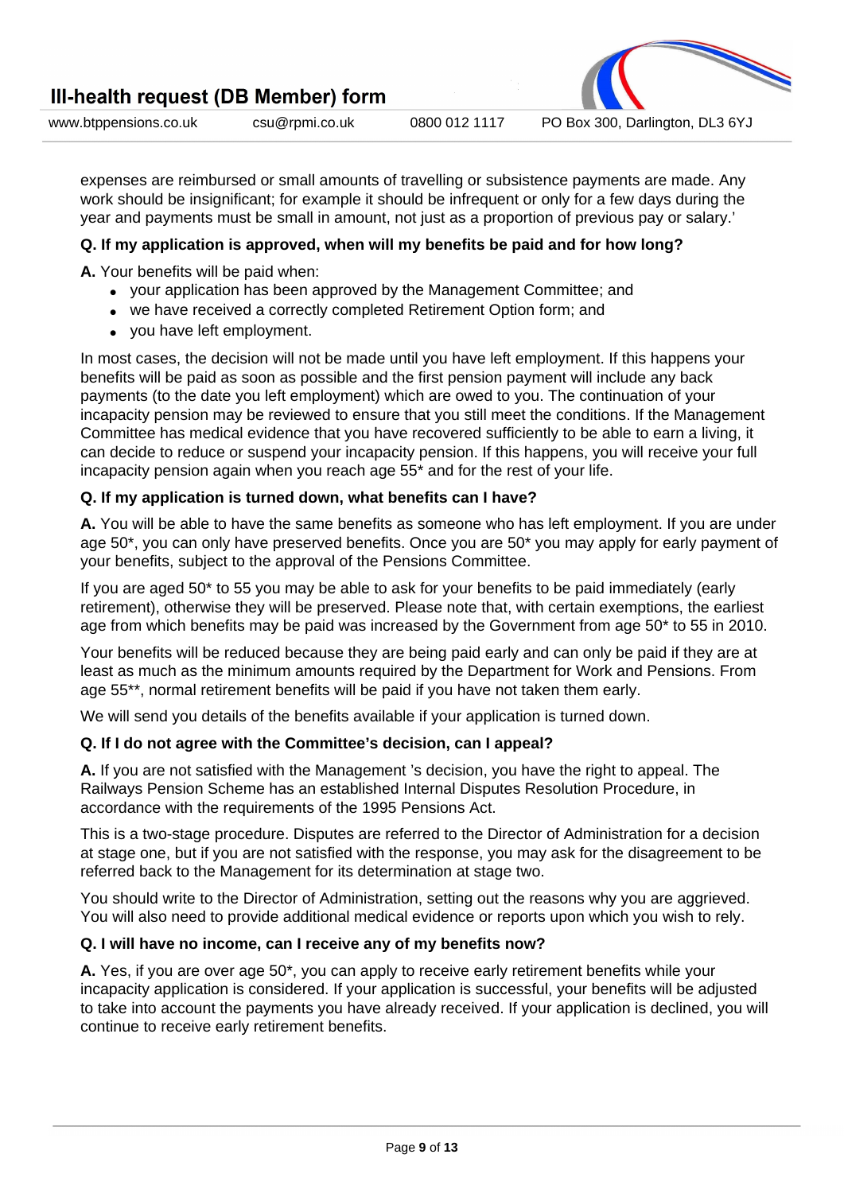expenses are reimbursed or small amounts of travelling or subsistence payments are made. Any work should be insignificant; for example it should be infrequent or only for a few days during the year and payments must be small in amount, not just as a proportion of previous pay or salary.'

**Q. If my application is approved, when will my benefits be paid and for how long?**

**A.** Your benefits will be paid when:

- your application has been approved by the Management Committee; and
- we have received a correctly completed Retirement Option form; and
- you have left employment.

In most cases, the decision will not be made until you have left employment. If this happens your benefits will be paid as soon as possible and the first pension payment will include any back payments (to the date you left employment) which are owed to you. The continuation of your incapacity pension may be reviewed to ensure that you still meet the conditions. If the Management Committee has medical evidence that you have recovered sufficiently to be able to earn a living, it can decide to reduce or suspend your incapacity pension. If this happens, you will receive your full incapacity pension again when you reach age 55* and for the rest of your life.

**Q. If my application is turned down, what benefits can I have?**

**A.** You will be able to have the same benefits as someone who has left employment. If you are under age 50*, you can only have preserved benefits. Once you are 50* you may apply for early payment of your benefits, subject to the approval of the Pensions Committee.

If you are aged 50* to 55 you may be able to ask for your benefits to be paid immediately (early retirement), otherwise they will be preserved. Please note that, with certain exemptions, the earliest age from which benefits may be paid was increased by the Government from age 50* to 55 in 2010.

Your benefits will be reduced because they are being paid early and can only be paid if they are at least as much as the minimum amounts required by the Department for Work and Pensions. From age 55**, normal retirement benefits will be paid if you have not taken them early.

We will send you details of the benefits available if your application is turned down.

**Q. If I do not agree with the Committee's decision, can I appeal?**

**A.** If you are not satisfied with the Management 's decision, you have the right to appeal. The Railways Pension Scheme has an established Internal Disputes Resolution Procedure, in accordance with the requirements of the 1995 Pensions Act.

This is a two-stage procedure. Disputes are referred to the Director of Administration for a decision at stage one, but if you are not satisfied with the response, you may ask for the disagreement to be referred back to the Management for its determination at stage two.

You should write to the Director of Administration, setting out the reasons why you are aggrieved. You will also need to provide additional medical evidence or reports upon which you wish to rely.

**Q. I will have no income, can I receive any of my benefits now?**

**A.** Yes, if you are over age 50*, you can apply to receive early retirement benefits while your incapacity application is considered. If your application is successful, your benefits will be adjusted to take into account the payments you have already received. If your application is declined, you will continue to receive early retirement benefits.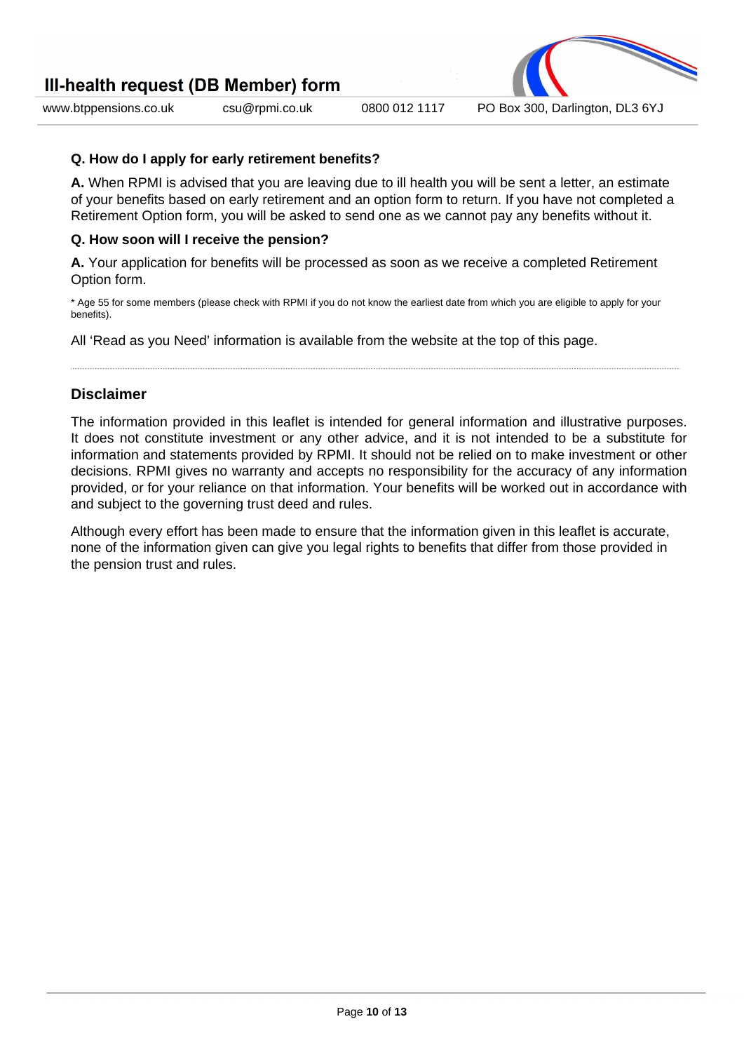**Q. How do I apply for early retirement benefits?**

**A.** When RPMI is advised that you are leaving due to ill health you will be sent a letter, an estimate of your benefits based on early retirement and an option form to return. If you have not completed a Retirement Option form, you will be asked to send one as we cannot pay any benefits without it.

**Q. How soon will I receive the pension?**

**A.** Your application for benefits will be processed as soon as we receive a completed Retirement Option form.

* Age 55 for some members (please check with RPMI if you do not know the earliest date from which you are eligible to apply for your benefits).

All 'Read as you Need' information is available from the website at the top of this page.

---

## Disclaimer

The information provided in this leaflet is intended for general information and illustrative purposes. It does not constitute investment or any other advice, and it is not intended to be a substitute for information and statements provided by RPMI. It should not be relied on to make investment or other decisions. RPMI gives no warranty and accepts no responsibility for the accuracy of any information provided, or for your reliance on that information. Your benefits will be worked out in accordance with and subject to the governing trust deed and rules.

Although every effort has been made to ensure that the information given in this leaflet is accurate, none of the information given can give you legal rights to benefits that differ from those provided in the pension trust and rules.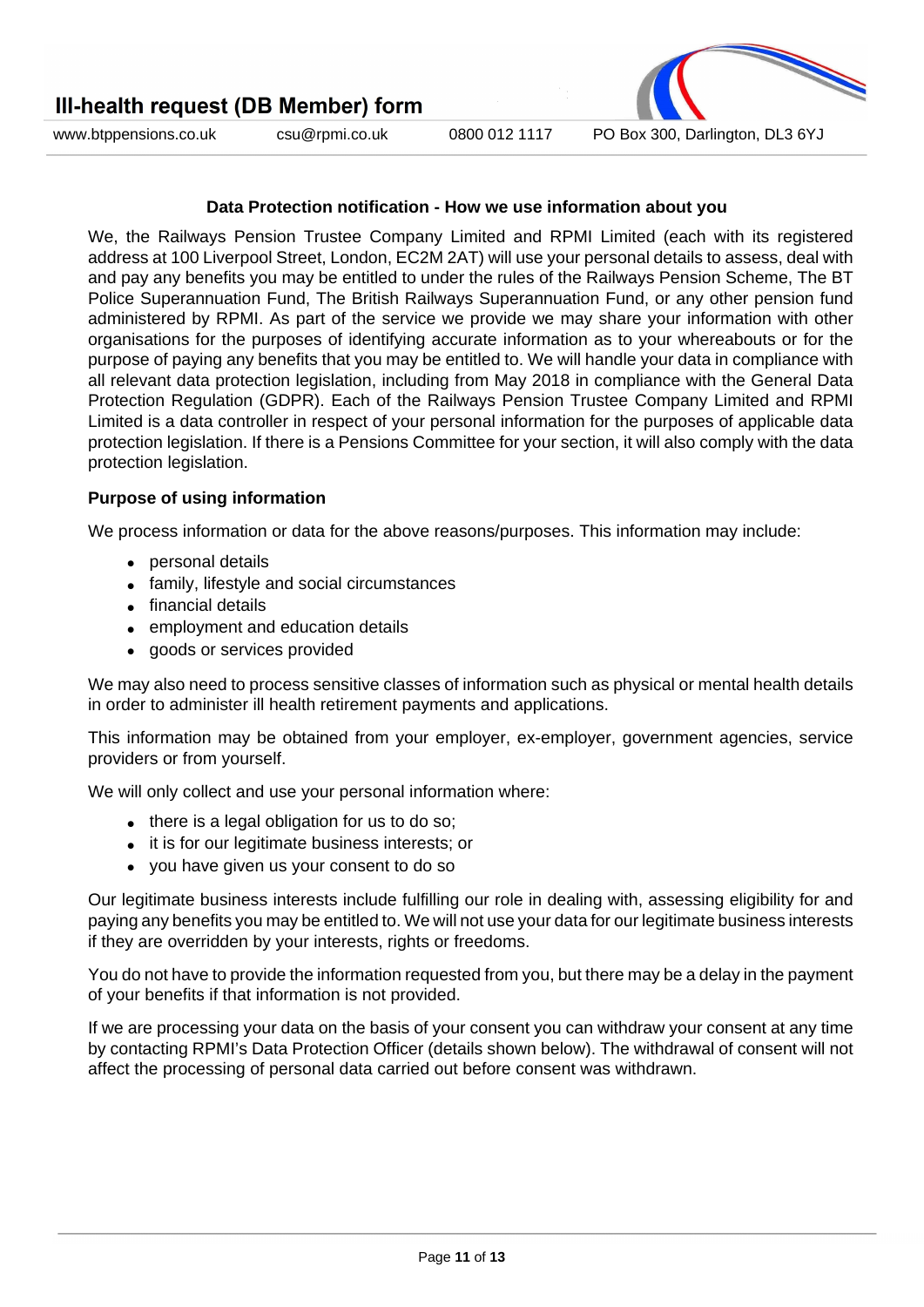## Data Protection notification - How we use information about you

We, the Railways Pension Trustee Company Limited and RPMI Limited (each with its registered address at 100 Liverpool Street, London, EC2M 2AT) will use your personal details to assess, deal with and pay any benefits you may be entitled to under the rules of the Railways Pension Scheme, The BT Police Superannuation Fund, The British Railways Superannuation Fund, or any other pension fund administered by RPMI. As part of the service we provide we may share your information with other organisations for the purposes of identifying accurate information as to your whereabouts or for the purpose of paying any benefits that you may be entitled to. We will handle your data in compliance with all relevant data protection legislation, including from May 2018 in compliance with the General Data Protection Regulation (GDPR). Each of the Railways Pension Trustee Company Limited and RPMI Limited is a data controller in respect of your personal information for the purposes of applicable data protection legislation. If there is a Pensions Committee for your section, it will also comply with the data protection legislation.

### Purpose of using information

We process information or data for the above reasons/purposes. This information may include:

- personal details
- family, lifestyle and social circumstances
- financial details
- employment and education details
- goods or services provided

We may also need to process sensitive classes of information such as physical or mental health details in order to administer ill health retirement payments and applications.

This information may be obtained from your employer, ex-employer, government agencies, service providers or from yourself.

We will only collect and use your personal information where:

- there is a legal obligation for us to do so;
- it is for our legitimate business interests; or
- you have given us your consent to do so

Our legitimate business interests include fulfilling our role in dealing with, assessing eligibility for and paying any benefits you may be entitled to. We will not use your data for our legitimate business interests if they are overridden by your interests, rights or freedoms.

You do not have to provide the information requested from you, but there may be a delay in the payment of your benefits if that information is not provided.

If we are processing your data on the basis of your consent you can withdraw your consent at any time by contacting RPMI's Data Protection Officer (details shown below). The withdrawal of consent will not affect the processing of personal data carried out before consent was withdrawn.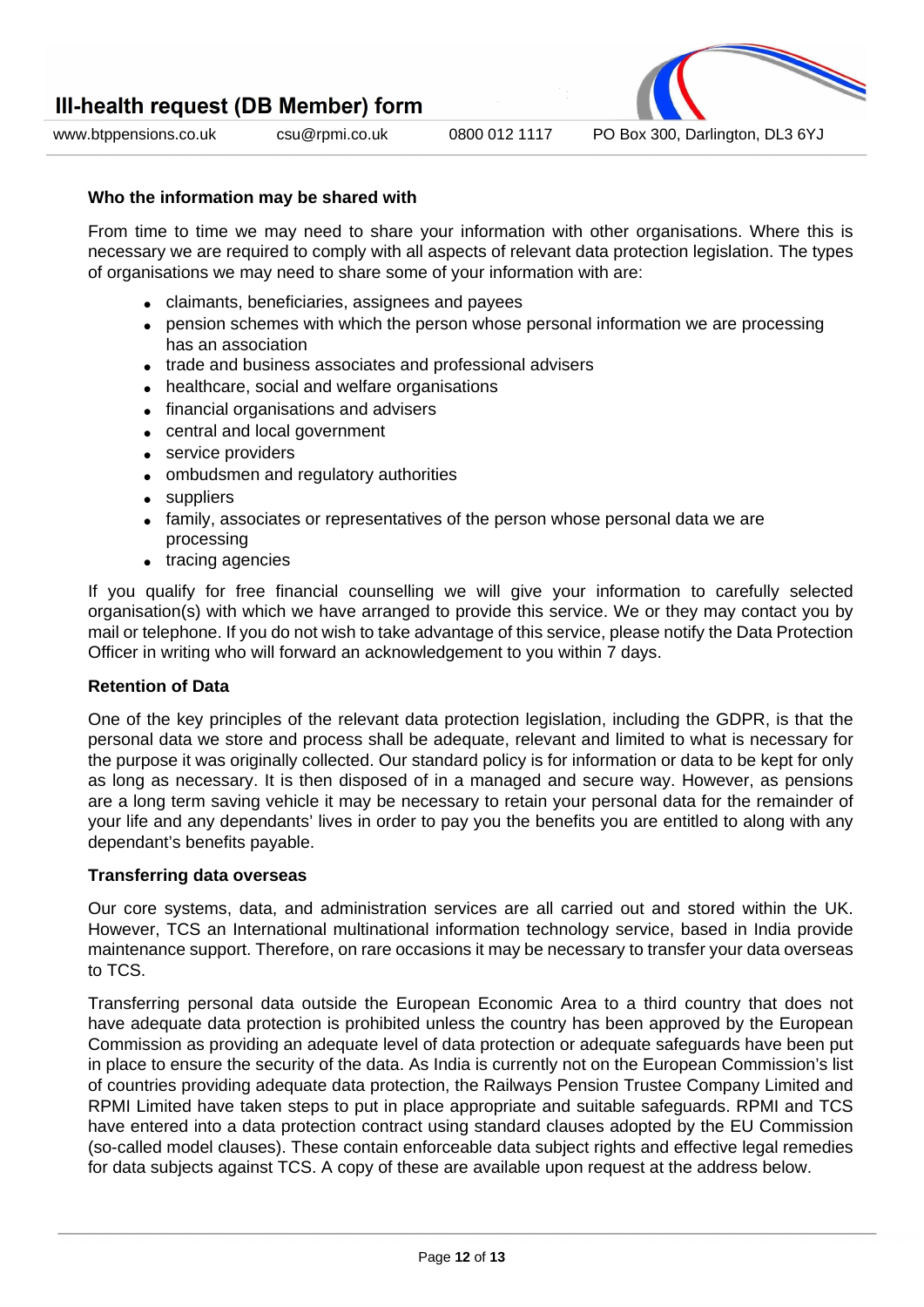### Who the information may be shared with

From time to time we may need to share your information with other organisations. Where this is necessary we are required to comply with all aspects of relevant data protection legislation. The types of organisations we may need to share some of your information with are:

- claimants, beneficiaries, assignees and payees
- pension schemes with which the person whose personal information we are processing has an association
- trade and business associates and professional advisers
- healthcare, social and welfare organisations
- financial organisations and advisers
- central and local government
- service providers
- ombudsmen and regulatory authorities
- suppliers
- family, associates or representatives of the person whose personal data we are processing
- tracing agencies

If you qualify for free financial counselling we will give your information to carefully selected organisation(s) with which we have arranged to provide this service. We or they may contact you by mail or telephone. If you do not wish to take advantage of this service, please notify the Data Protection Officer in writing who will forward an acknowledgement to you within 7 days.

### Retention of Data

One of the key principles of the relevant data protection legislation, including the GDPR, is that the personal data we store and process shall be adequate, relevant and limited to what is necessary for the purpose it was originally collected. Our standard policy is for information or data to be kept for only as long as necessary. It is then disposed of in a managed and secure way. However, as pensions are a long term saving vehicle it may be necessary to retain your personal data for the remainder of your life and any dependants' lives in order to pay you the benefits you are entitled to along with any dependant's benefits payable.

### Transferring data overseas

Our core systems, data, and administration services are all carried out and stored within the UK. However, TCS an International multinational information technology service, based in India provide maintenance support. Therefore, on rare occasions it may be necessary to transfer your data overseas to TCS.

Transferring personal data outside the European Economic Area to a third country that does not have adequate data protection is prohibited unless the country has been approved by the European Commission as providing an adequate level of data protection or adequate safeguards have been put in place to ensure the security of the data. As India is currently not on the European Commission's list of countries providing adequate data protection, the Railways Pension Trustee Company Limited and RPMI Limited have taken steps to put in place appropriate and suitable safeguards. RPMI and TCS have entered into a data protection contract using standard clauses adopted by the EU Commission (so-called model clauses). These contain enforceable data subject rights and effective legal remedies for data subjects against TCS. A copy of these are available upon request at the address below.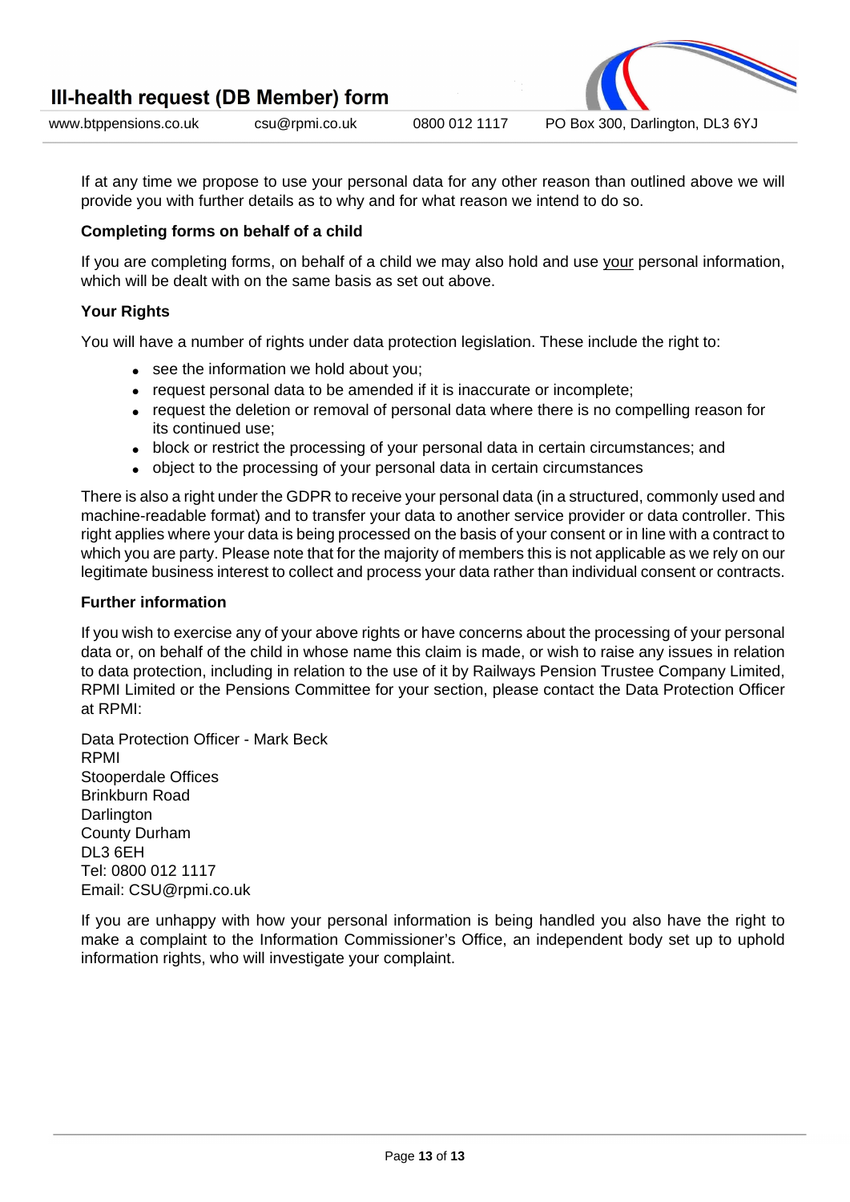If at any time we propose to use your personal data for any other reason than outlined above we will provide you with further details as to why and for what reason we intend to do so.

**Completing forms on behalf of a child**

If you are completing forms, on behalf of a child we may also hold and use your personal information, which will be dealt with on the same basis as set out above.

**Your Rights**

You will have a number of rights under data protection legislation. These include the right to:

- see the information we hold about you;
- request personal data to be amended if it is inaccurate or incomplete;
- request the deletion or removal of personal data where there is no compelling reason for its continued use;
- block or restrict the processing of your personal data in certain circumstances; and
- object to the processing of your personal data in certain circumstances

There is also a right under the GDPR to receive your personal data (in a structured, commonly used and machine-readable format) and to transfer your data to another service provider or data controller. This right applies where your data is being processed on the basis of your consent or in line with a contract to which you are party. Please note that for the majority of members this is not applicable as we rely on our legitimate business interest to collect and process your data rather than individual consent or contracts.

**Further information**

If you wish to exercise any of your above rights or have concerns about the processing of your personal data or, on behalf of the child in whose name this claim is made, or wish to raise any issues in relation to data protection, including in relation to the use of it by Railways Pension Trustee Company Limited, RPMI Limited or the Pensions Committee for your section, please contact the Data Protection Officer at RPMI:

Data Protection Officer - Mark Beck
RPMI
Stooperdale Offices
Brinkburn Road
Darlington
County Durham
DL3 6EH
Tel: 0800 012 1117
Email: CSU@rpmi.co.uk

If you are unhappy with how your personal information is being handled you also have the right to make a complaint to the Information Commissioner's Office, an independent body set up to uphold information rights, who will investigate your complaint.